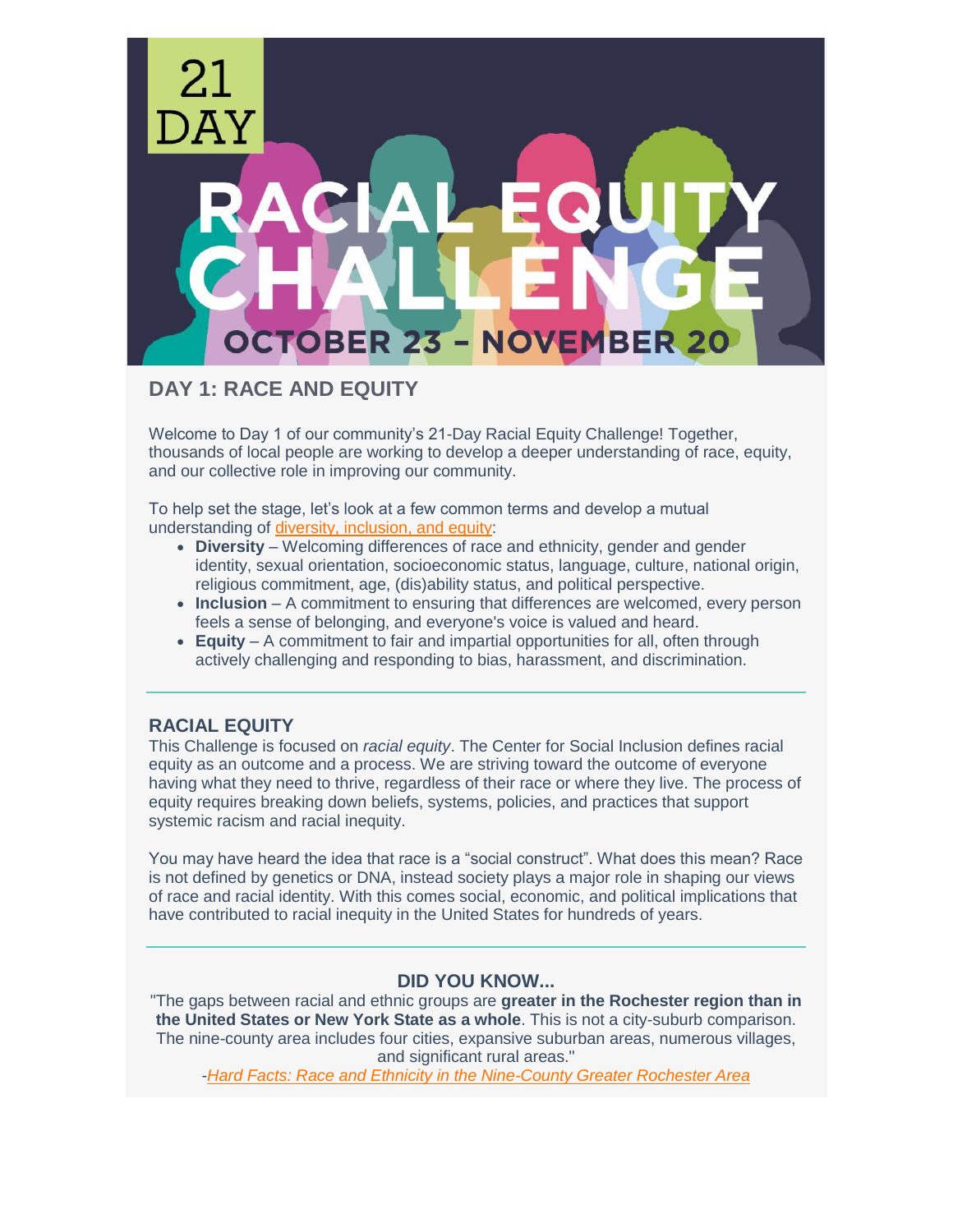# 21 DAY RACIAL EQUITY CHALLENGE

OCTOBER 23 – NOVEMBER 20

## DAY 1: RACE AND EQUITY

Welcome to Day 1 of our community's 21-Day Racial Equity Challenge! Together, thousands of local people are working to develop a deeper understanding of race, equity, and our collective role in improving our community.

To help set the stage, let's look at a few common terms and develop a mutual understanding of diversity, inclusion, and equity:

- **Diversity** – Welcoming differences of race and ethnicity, gender and gender identity, sexual orientation, socioeconomic status, language, culture, national origin, religious commitment, age, (dis)ability status, and political perspective.
- **Inclusion** – A commitment to ensuring that differences are welcomed, every person feels a sense of belonging, and everyone's voice is valued and heard.
- **Equity** – A commitment to fair and impartial opportunities for all, often through actively challenging and responding to bias, harassment, and discrimination.

## RACIAL EQUITY

This Challenge is focused on *racial equity*. The Center for Social Inclusion defines racial equity as an outcome and a process. We are striving toward the outcome of everyone having what they need to thrive, regardless of their race or where they live. The process of equity requires breaking down beliefs, systems, policies, and practices that support systemic racism and racial inequity.

You may have heard the idea that race is a "social construct". What does this mean? Race is not defined by genetics or DNA, instead society plays a major role in shaping our views of race and racial identity. With this comes social, economic, and political implications that have contributed to racial inequity in the United States for hundreds of years.

## DID YOU KNOW...

"The gaps between racial and ethnic groups are **greater in the Rochester region than in the United States or New York State as a whole**. This is not a city-suburb comparison. The nine-county area includes four cities, expansive suburban areas, numerous villages, and significant rural areas."

-*Hard Facts: Race and Ethnicity in the Nine-County Greater Rochester Area*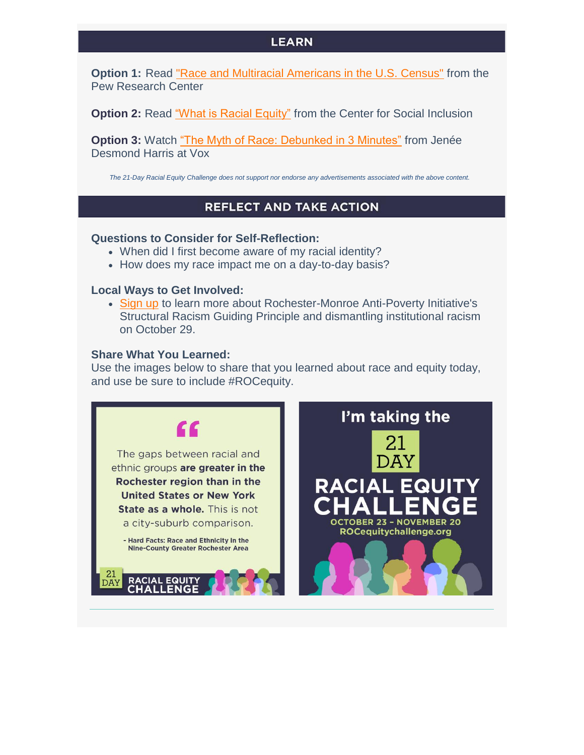## LEARN

**Option 1:** Read "Race and Multiracial Americans in the U.S. Census" from the Pew Research Center

**Option 2:** Read "What is Racial Equity" from the Center for Social Inclusion

**Option 3:** Watch "The Myth of Race: Debunked in 3 Minutes" from Jenée Desmond Harris at Vox

*The 21-Day Racial Equity Challenge does not support nor endorse any advertisements associated with the above content.*

## REFLECT AND TAKE ACTION

**Questions to Consider for Self-Reflection:**

- When did I first become aware of my racial identity?
- How does my race impact me on a day-to-day basis?

**Local Ways to Get Involved:**

- Sign up to learn more about Rochester-Monroe Anti-Poverty Initiative's Structural Racism Guiding Principle and dismantling institutional racism on October 29.

**Share What You Learned:**

Use the images below to share that you learned about race and equity today, and use be sure to include #ROCequity.

"The gaps between racial and ethnic groups **are greater in the Rochester region than in the United States or New York State as a whole.** This is not a city-suburb comparison.

- Hard Facts: Race and Ethnicity in the Nine-County Greater Rochester Area

21 DAY RACIAL EQUITY CHALLENGE

I'm taking the 21 DAY RACIAL EQUITY CHALLENGE

OCTOBER 23 – NOVEMBER 20

ROCequitychallenge.org